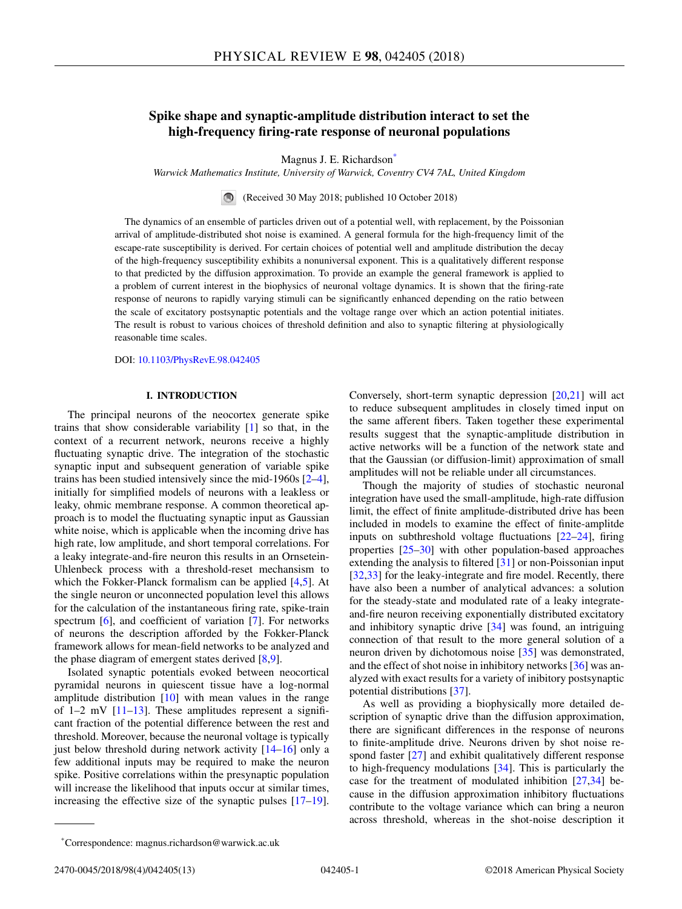# Spike shape and synaptic-amplitude distribution interact to set the high-frequency firing-rate response of neuronal populations

Magnus J. E. Richardson[*]

*Warwick Mathematics Institute, University of Warwick, Coventry CV4 7AL, United Kingdom*

(Received 30 May 2018; published 10 October 2018)

The dynamics of an ensemble of particles driven out of a potential well, with replacement, by the Poissonian arrival of amplitude-distributed shot noise is examined. A general formula for the high-frequency limit of the escape-rate susceptibility is derived. For certain choices of potential well and amplitude distribution the decay of the high-frequency susceptibility exhibits a nonuniversal exponent. This is a qualitatively different response to that predicted by the diffusion approximation. To provide an example the general framework is applied to a problem of current interest in the biophysics of neuronal voltage dynamics. It is shown that the firing-rate response of neurons to rapidly varying stimuli can be significantly enhanced depending on the ratio between the scale of excitatory postsynaptic potentials and the voltage range over which an action potential initiates. The result is robust to various choices of threshold definition and also to synaptic filtering at physiologically reasonable time scales.

DOI: 10.1103/PhysRevE.98.042405

## I. INTRODUCTION

The principal neurons of the neocortex generate spike trains that show considerable variability [1] so that, in the context of a recurrent network, neurons receive a highly fluctuating synaptic drive. The integration of the stochastic synaptic input and subsequent generation of variable spike trains has been studied intensively since the mid-1960s [2–4], initially for simplified models of neurons with a leakless or leaky, ohmic membrane response. A common theoretical approach is to model the fluctuating synaptic input as Gaussian white noise, which is applicable when the incoming drive has high rate, low amplitude, and short temporal correlations. For a leaky integrate-and-fire neuron this results in an Ornsetein-Uhlenbeck process with a threshold-reset mechansism to which the Fokker-Planck formalism can be applied [4,5]. At the single neuron or unconnected population level this allows for the calculation of the instantaneous firing rate, spike-train spectrum [6], and coefficient of variation [7]. For networks of neurons the description afforded by the Fokker-Planck framework allows for mean-field networks to be analyzed and the phase diagram of emergent states derived [8,9].

Isolated synaptic potentials evoked between neocortical pyramidal neurons in quiescent tissue have a log-normal amplitude distribution [10] with mean values in the range of 1–2 mV [11–13]. These amplitudes represent a significant fraction of the potential difference between the rest and threshold. Moreover, because the neuronal voltage is typically just below threshold during network activity [14–16] only a few additional inputs may be required to make the neuron spike. Positive correlations within the presynaptic population will increase the likelihood that inputs occur at similar times, increasing the effective size of the synaptic pulses [17–19]. Conversely, short-term synaptic depression [20,21] will act to reduce subsequent amplitudes in closely timed input on the same afferent fibers. Taken together these experimental results suggest that the synaptic-amplitude distribution in active networks will be a function of the network state and that the Gaussian (or diffusion-limit) approximation of small amplitudes will not be reliable under all circumstances.

Though the majority of studies of stochastic neuronal integration have used the small-amplitude, high-rate diffusion limit, the effect of finite amplitude-distributed drive has been included in models to examine the effect of finite-amplitde inputs on subthreshold voltage fluctuations [22–24], firing properties [25–30] with other population-based approaches extending the analysis to filtered [31] or non-Poissonian input [32,33] for the leaky-integrate and fire model. Recently, there have also been a number of analytical advances: a solution for the steady-state and modulated rate of a leaky integrate-and-fire neuron receiving exponentially distributed excitatory and inhibitory synaptic drive [34] was found, an intriguing connection of that result to the more general solution of a neuron driven by dichotomous noise [35] was demonstrated, and the effect of shot noise in inhibitory networks [36] was analyzed with exact results for a variety of inibitory postsynaptic potential distributions [37].

As well as providing a biophysically more detailed description of synaptic drive than the diffusion approximation, there are significant differences in the response of neurons to finite-amplitude drive. Neurons driven by shot noise respond faster [27] and exhibit qualitatively different response to high-frequency modulations [34]. This is particularly the case for the treatment of modulated inhibition [27,34] because in the diffusion approximation inhibitory fluctuations contribute to the voltage variance which can bring a neuron across threshold, whereas in the shot-noise description it

---

[*]Correspondence: magnus.richardson@warwick.ac.uk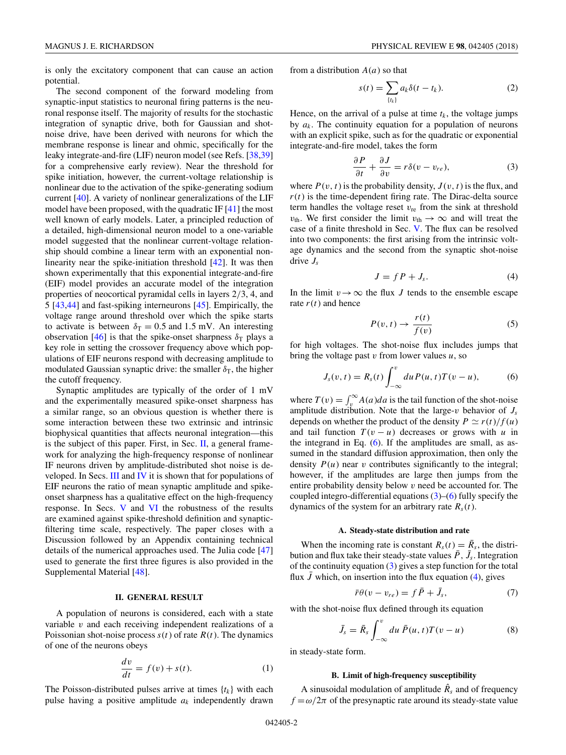is only the excitatory component that can cause an action potential.

The second component of the forward modeling from synaptic-input statistics to neuronal firing patterns is the neuronal response itself. The majority of results for the stochastic integration of synaptic drive, both for Gaussian and shot-noise drive, have been derived with neurons for which the membrane response is linear and ohmic, specifically for the leaky integrate-and-fire (LIF) neuron model (see Refs. [38,39] for a comprehensive early review). Near the threshold for spike initiation, however, the current-voltage relationship is nonlinear due to the activation of the spike-generating sodium current [40]. A variety of nonlinear generalizations of the LIF model have been proposed, with the quadratic IF [41] the most well known of early models. Later, a principled reduction of a detailed, high-dimensional neuron model to a one-variable model suggested that the nonlinear current-voltage relationship should combine a linear term with an exponential nonlinearity near the spike-initiation threshold [42]. It was then shown experimentally that this exponential integrate-and-fire (EIF) model provides an accurate model of the integration properties of neocortical pyramidal cells in layers 2/3, 4, and 5 [43,44] and fast-spiking interneurons [45]. Empirically, the voltage range around threshold over which the spike starts to activate is between $\delta_T = 0.5$ and 1.5 mV. An interesting observation [46] is that the spike-onset sharpness $\delta_T$ plays a key role in setting the crossover frequency above which populations of EIF neurons respond with decreasing amplitude to modulated Gaussian synaptic drive: the smaller $\delta_T$, the higher the cutoff frequency.

Synaptic amplitudes are typically of the order of 1 mV and the experimentally measured spike-onset sharpness has a similar range, so an obvious question is whether there is some interaction between these two extrinsic and intrinsic biophysical quantities that affects neuronal integration—this is the subject of this paper. First, in Sec. II, a general framework for analyzing the high-frequency response of nonlinear IF neurons driven by amplitude-distributed shot noise is developed. In Secs. III and IV it is shown that for populations of EIF neurons the ratio of mean synaptic amplitude and spike-onset sharpness has a qualitative effect on the high-frequency response. In Secs. V and VI the robustness of the results are examined against spike-threshold definition and synaptic-filtering time scale, respectively. The paper closes with a Discussion followed by an Appendix containing technical details of the numerical approaches used. The Julia code [47] used to generate the first three figures is also provided in the Supplemental Material [48].

## II. GENERAL RESULT

A population of neurons is considered, each with a state variable $v$ and each receiving independent realizations of a Poissonian shot-noise process $s(t)$ of rate $R(t)$. The dynamics of one of the neurons obeys

$$\frac{dv}{dt} = f(v) + s(t). \tag{1}$$

The Poisson-distributed pulses arrive at times $\{t_k\}$ with each pulse having a positive amplitude $a_k$ independently drawn from a distribution $A(a)$ so that

$$s(t) = \sum_{\{t_k\}} a_k \delta(t - t_k). \tag{2}$$

Hence, on the arrival of a pulse at time $t_k$, the voltage jumps by $a_k$. The continuity equation for a population of neurons with an explicit spike, such as for the quadratic or exponential integrate-and-fire model, takes the form

$$\frac{\partial P}{\partial t} + \frac{\partial J}{\partial v} = r\delta(v - v_{re}), \tag{3}$$

where $P(v,t)$ is the probability density, $J(v,t)$ is the flux, and $r(t)$ is the time-dependent firing rate. The Dirac-delta source term handles the voltage reset $v_{re}$ from the sink at threshold $v_{th}$. We first consider the limit $v_{th} \to \infty$ and will treat the case of a finite threshold in Sec. V. The flux can be resolved into two components: the first arising from the intrinsic voltage dynamics and the second from the synaptic shot-noise drive $J_s$

$$J = fP + J_s. \tag{4}$$

In the limit $v \to \infty$ the flux $J$ tends to the ensemble escape rate $r(t)$ and hence

$$P(v,t) \to \frac{r(t)}{f(v)} \tag{5}$$

for high voltages. The shot-noise flux includes jumps that bring the voltage past $v$ from lower values $u$, so

$$J_s(v,t) = R_s(t)\int_{-\infty}^{v} du\, P(u,t)T(v-u), \tag{6}$$

where $T(v) = \int_v^\infty A(a)da$ is the tail function of the shot-noise amplitude distribution. Note that the large-$v$ behavior of $J_s$ depends on whether the product of the density $P \simeq r(t)/f(u)$ and tail function $T(v-u)$ decreases or grows with $u$ in the integrand in Eq. (6). If the amplitudes are small, as assumed in the standard diffusion approximation, then only the density $P(u)$ near $v$ contributes significantly to the integral; however, if the amplitudes are large then jumps from the entire probability density below $v$ need be accounted for. The coupled integro-differential equations (3)–(6) fully specify the dynamics of the system for an arbitrary rate $R_s(t)$.

### A. Steady-state distribution and rate

When the incoming rate is constant $R_s(t) = \bar{R}_s$, the distribution and flux take their steady-state values $\bar{P}$, $\bar{J}_s$. Integration of the continuity equation (3) gives a step function for the total flux $\bar{J}$ which, on insertion into the flux equation (4), gives

$$\bar{r}\theta(v - v_{re}) = f\bar{P} + \bar{J}_s, \tag{7}$$

with the shot-noise flux defined through its equation

$$\bar{J}_s = \bar{R}_s \int_{-\infty}^{v} du\, \bar{P}(u,t)T(v-u) \tag{8}$$

in steady-state form.

### B. Limit of high-frequency susceptibility

A sinusoidal modulation of amplitude $\hat{R}_s$ and of frequency $f = \omega/2\pi$ of the presynaptic rate around its steady-state value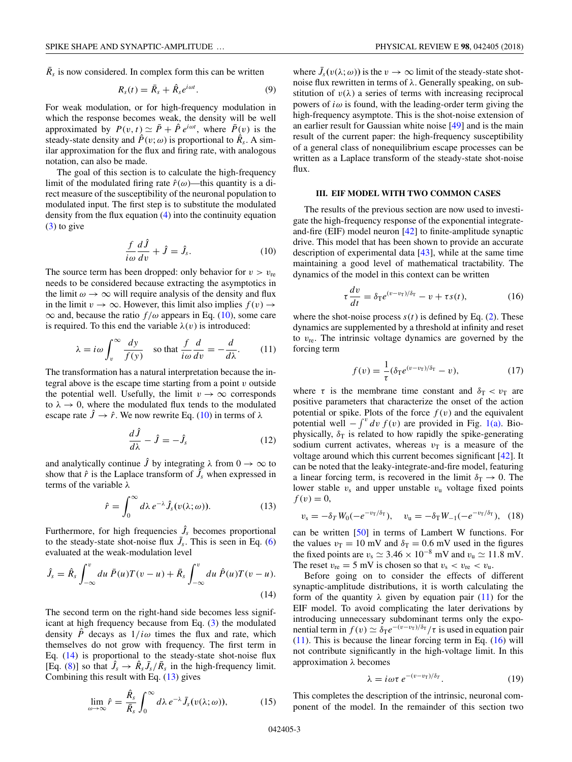$\bar{R}_s$ is now considered. In complex form this can be written

$$R_s(t) = \bar{R}_s + \hat{R}_s e^{i\omega t}. \tag{9}$$

For weak modulation, or for high-frequency modulation in which the response becomes weak, the density will be well approximated by $P(v,t) \simeq \bar{P} + \hat{P}\, e^{i\omega t}$, where $\bar{P}(v)$ is the steady-state density and $\hat{P}(v;\omega)$ is proportional to $\hat{R}_s$. A similar approximation for the flux and firing rate, with analogous notation, can also be made.

The goal of this section is to calculate the high-frequency limit of the modulated firing rate $\hat{r}(\omega)$—this quantity is a direct measure of the susceptibility of the neuronal population to modulated input. The first step is to substitute the modulated density from the flux equation (4) into the continuity equation (3) to give

$$\frac{f}{i\omega}\frac{d\hat{J}}{dv} + \hat{J} = \hat{J}_s. \tag{10}$$

The source term has been dropped: only behavior for $v > v_{\text{re}}$ needs to be considered because extracting the asymptotics in the limit $\omega \to \infty$ will require analysis of the density and flux in the limit $v \to \infty$. However, this limit also implies $f(v) \to \infty$ and, because the ratio $f/\omega$ appears in Eq. (10), some care is required. To this end the variable $\lambda(v)$ is introduced:

$$\lambda = i\omega \int_v^\infty \frac{dy}{f(y)} \quad \text{so that } \frac{f}{i\omega}\frac{d}{dv} = -\frac{d}{d\lambda}. \tag{11}$$

The transformation has a natural interpretation because the integral above is the escape time starting from a point $v$ outside the potential well. Usefully, the limit $v \to \infty$ corresponds to $\lambda \to 0$, where the modulated flux tends to the modulated escape rate $\hat{J} \to \hat{r}$. We now rewrite Eq. (10) in terms of $\lambda$

$$\frac{d\hat{J}}{d\lambda} - \hat{J} = -\hat{J}_s \tag{12}$$

and analytically continue $\hat{J}$ by integrating $\lambda$ from $0 \to \infty$ to show that $\hat{r}$ is the Laplace transform of $\hat{J}_s$ when expressed in terms of the variable $\lambda$

$$\hat{r} = \int_0^\infty d\lambda\, e^{-\lambda} \hat{J}_s(v(\lambda;\omega)). \tag{13}$$

Furthermore, for high frequencies $\hat{J}_s$ becomes proportional to the steady-state shot-noise flux $\bar{J}_s$. This is seen in Eq. (6) evaluated at the weak-modulation level

$$\hat{J}_s = \hat{R}_s \int_{-\infty}^{v} du\, \bar{P}(u)T(v-u) + \bar{R}_s \int_{-\infty}^{v} du\, \hat{P}(u)T(v-u). \tag{14}$$

The second term on the right-hand side becomes less significant at high frequency because from Eq. (3) the modulated density $\hat{P}$ decays as $1/i\omega$ times the flux and rate, which themselves do not grow with frequency. The first term in Eq. (14) is proportional to the steady-state shot-noise flux [Eq. (8)] so that $\hat{J}_s \to \hat{R}_s \bar{J}_s/\bar{R}_s$ in the high-frequency limit. Combining this result with Eq. (13) gives

$$\lim_{\omega\to\infty} \hat{r} = \frac{\hat{R}_s}{\bar{R}_s}\int_0^\infty d\lambda\, e^{-\lambda} \bar{J}_s(v(\lambda;\omega)), \tag{15}$$

where $\bar{J}_s(v(\lambda;\omega))$ is the $v \to \infty$ limit of the steady-state shot-noise flux rewritten in terms of $\lambda$. Generally speaking, on substitution of $v(\lambda)$ a series of terms with increasing reciprocal powers of $i\omega$ is found, with the leading-order term giving the high-frequency asymptote. This is the shot-noise extension of an earlier result for Gaussian white noise [49] and is the main result of the current paper: the high-frequency susceptibility of a general class of nonequilibrium escape processes can be written as a Laplace transform of the steady-state shot-noise flux.

### III. EIF MODEL WITH TWO COMMON CASES

The results of the previous section are now used to investigate the high-frequency response of the exponential integrate-and-fire (EIF) model neuron [42] to finite-amplitude synaptic drive. This model that has been shown to provide an accurate description of experimental data [43], while at the same time maintaining a good level of mathematical tractability. The dynamics of the model in this context can be written

$$\tau\frac{dv}{dt} = \delta_{\text{T}} e^{(v-v_{\text{T}})/\delta_{\text{T}}} - v + \tau s(t), \tag{16}$$

where the shot-noise process $s(t)$ is defined by Eq. (2). These dynamics are supplemented by a threshold at infinity and reset to $v_{\text{re}}$. The intrinsic voltage dynamics are governed by the forcing term

$$f(v) = \frac{1}{\tau}(\delta_{\text{T}} e^{(v-v_{\text{T}})/\delta_{\text{T}}} - v), \tag{17}$$

where $\tau$ is the membrane time constant and $\delta_{\text{T}} < v_{\text{T}}$ are positive parameters that characterize the onset of the action potential or spike. Plots of the force $f(v)$ and the equivalent potential well $-\int^v dv\, f(v)$ are provided in Fig. 1(a). Biophysically, $\delta_{\text{T}}$ is related to how rapidly the spike-generating sodium current activates, whereas $v_{\text{T}}$ is a measure of the voltage around which this current becomes significant [42]. It can be noted that the leaky-integrate-and-fire model, featuring a linear forcing term, is recovered in the limit $\delta_{\text{T}} \to 0$. The lower stable $v_{\text{s}}$ and upper unstable $v_{\text{u}}$ voltage fixed points $f(v) = 0$,

$$v_{\text{s}} = -\delta_T W_0(-e^{-v_{\text{T}}/\delta_{\text{T}}}), \quad v_{\text{u}} = -\delta_{\text{T}} W_{-1}(-e^{-v_{\text{T}}/\delta_{\text{T}}}), \tag{18}$$

can be written [50] in terms of Lambert W functions. For the values $v_{\text{T}} = 10$ mV and $\delta_{\text{T}} = 0.6$ mV used in the figures the fixed points are $v_{\text{s}} \simeq 3.46 \times 10^{-8}$ mV and $v_{\text{u}} \simeq 11.8$ mV. The reset $v_{\text{re}} = 5$ mV is chosen so that $v_{\text{s}} < v_{\text{re}} < v_{\text{u}}$.

Before going on to consider the effects of different synaptic-amplitude distributions, it is worth calculating the form of the quantity $\lambda$ given by equation pair (11) for the EIF model. To avoid complicating the later derivations by introducing unnecessary subdominant terms only the exponential term in $f(v) \simeq \delta_{\text{T}} e^{(v-v_{\text{T}})/\delta_{\text{T}}}/\tau$ is used in equation pair (11). This is because the linear forcing term in Eq. (16) will not contribute significantly in the high-voltage limit. In this approximation $\lambda$ becomes

$$\lambda = i\omega\tau\, e^{-(v-v_{\text{T}})/\delta_T}. \tag{19}$$

This completes the description of the intrinsic, neuronal component of the model. In the remainder of this section two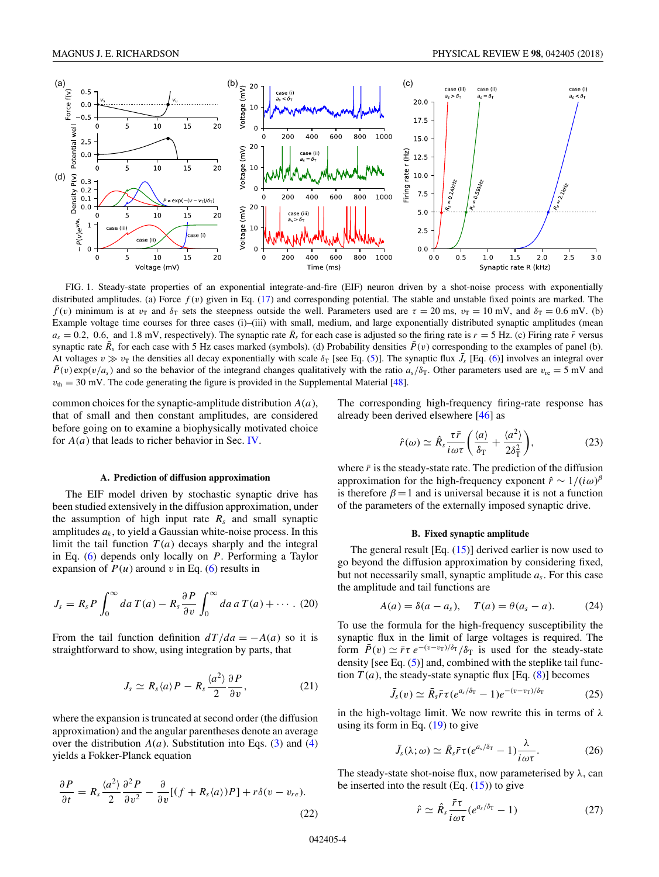FIG. 1. Steady-state properties of an exponential integrate-and-fire (EIF) neuron driven by a shot-noise process with exponentially distributed amplitudes. (a) Force $f(v)$ given in Eq. (17) and corresponding potential. The stable and unstable fixed points are marked. The $f(v)$ minimum is at $v_T$ and $\delta_T$ sets the steepness outside the well. Parameters used are $\tau = 20$ ms, $v_T = 10$ mV, and $\delta_T = 0.6$ mV. (b) Example voltage time courses for three cases (i)–(iii) with small, medium, and large exponentially distributed synaptic amplitudes (mean $a_s = 0.2$, 0.6, and 1.8 mV, respectively). The synaptic rate $\bar{R}_s$ for each case is adjusted so the firing rate is $r = 5$ Hz. (c) Firing rate $\bar{r}$ versus synaptic rate $\bar{R}_s$ for each case with 5 Hz cases marked (symbols). (d) Probability densities $\bar{P}(v)$ corresponding to the examples of panel (b). At voltages $v \gg v_T$ the densities all decay exponentially with scale $\delta_T$ [see Eq. (5)]. The synaptic flux $\bar{J}_s$ [Eq. (6)] involves an integral over $\bar{P}(v)\exp(v/a_s)$ and so the behavior of the integrand changes qualitatively with the ratio $a_s/\delta_T$. Other parameters used are $v_{re} = 5$ mV and $v_{th} = 30$ mV. The code generating the figure is provided in the Supplemental Material [48].

common choices for the synaptic-amplitude distribution $A(a)$, that of small and then constant amplitudes, are considered before going on to examine a biophysically motivated choice for $A(a)$ that leads to richer behavior in Sec. IV.

### A. Prediction of diffusion approximation

The EIF model driven by stochastic synaptic drive has been studied extensively in the diffusion approximation, under the assumption of high input rate $R_s$ and small synaptic amplitudes $a_k$, to yield a Gaussian white-noise process. In this limit the tail function $T(a)$ decays sharply and the integral in Eq. (6) depends only locally on $P$. Performing a Taylor expansion of $P(u)$ around $v$ in Eq. (6) results in

$$J_s = R_s P \int_0^\infty da\, T(a) - R_s \frac{\partial P}{\partial v} \int_0^\infty da\, a\, T(a) + \cdots . \quad (20)$$

From the tail function definition $dT/da = -A(a)$ so it is straightforward to show, using integration by parts, that

$$J_s \simeq R_s \langle a \rangle P - R_s \frac{\langle a^2 \rangle}{2} \frac{\partial P}{\partial v}, \quad (21)$$

where the expansion is truncated at second order (the diffusion approximation) and the angular parentheses denote an average over the distribution $A(a)$. Substitution into Eqs. (3) and (4) yields a Fokker-Planck equation

$$\frac{\partial P}{\partial t} = R_s \frac{\langle a^2 \rangle}{2} \frac{\partial^2 P}{\partial v^2} - \frac{\partial}{\partial v}[(f + R_s \langle a \rangle)P] + r\delta(v - v_{re}). \quad (22)$$

The corresponding high-frequency firing-rate response has already been derived elsewhere [46] as

$$\hat{r}(\omega) \simeq \hat{R}_s \frac{\tau \bar{r}}{i\omega\tau} \left( \frac{\langle a \rangle}{\delta_T} + \frac{\langle a^2 \rangle}{2\delta_T^2} \right), \quad (23)$$

where $\bar{r}$ is the steady-state rate. The prediction of the diffusion approximation for the high-frequency exponent $\hat{r} \sim 1/(i\omega)^\beta$ is therefore $\beta = 1$ and is universal because it is not a function of the parameters of the externally imposed synaptic drive.

### B. Fixed synaptic amplitude

The general result [Eq. (15)] derived earlier is now used to go beyond the diffusion approximation by considering fixed, but not necessarily small, synaptic amplitude $a_s$. For this case the amplitude and tail functions are

$$A(a) = \delta(a - a_s), \quad T(a) = \theta(a_s - a). \quad (24)$$

To use the formula for the high-frequency susceptibility the synaptic flux in the limit of large voltages is required. The form $\bar{P}(v) \simeq \bar{r}\tau\, e^{-(v-v_T)/\delta_T}/\delta_T$ is used for the steady-state density [see Eq. (5)] and, combined with the steplike tail function $T(a)$, the steady-state synaptic flux [Eq. (8)] becomes

$$\bar{J}_s(v) \simeq \bar{R}_s \bar{r}\tau (e^{a_s/\delta_T} - 1)e^{-(v-v_T)/\delta_T} \quad (25)$$

in the high-voltage limit. We now rewrite this in terms of $\lambda$ using its form in Eq. (19) to give

$$\bar{J}_s(\lambda; \omega) \simeq \bar{R}_s \bar{r}\tau (e^{a_s/\delta_T} - 1)\frac{\lambda}{i\omega\tau}. \quad (26)$$

The steady-state shot-noise flux, now parameterised by $\lambda$, can be inserted into the result (Eq. (15)) to give

$$\hat{r} \simeq \hat{R}_s \frac{\bar{r}\tau}{i\omega\tau}(e^{a_s/\delta_T} - 1) \quad (27)$$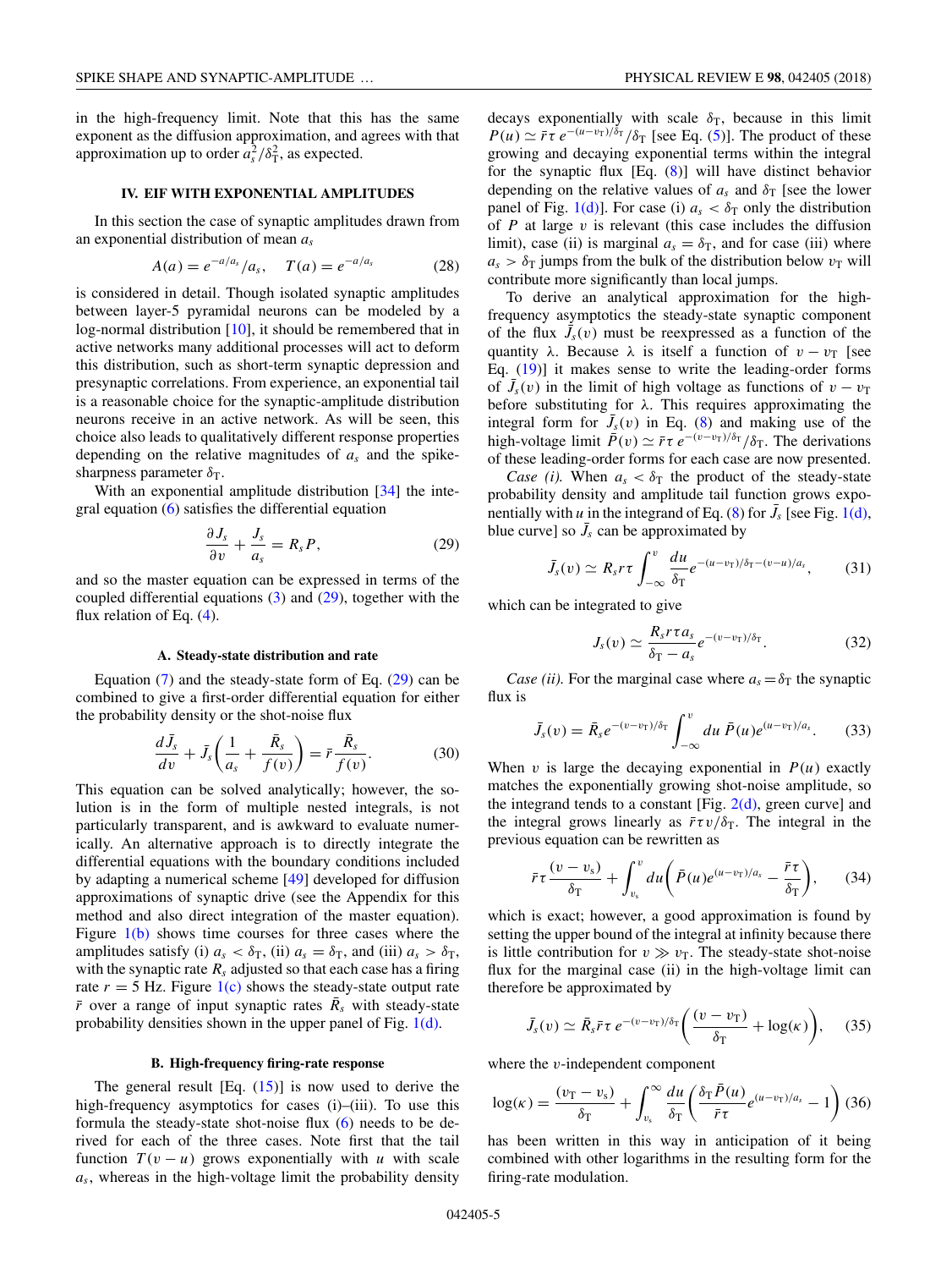in the high-frequency limit. Note that this has the same exponent as the diffusion approximation, and agrees with that approximation up to order $a_s^2/\delta_T^2$, as expected.

## IV. EIF WITH EXPONENTIAL AMPLITUDES

In this section the case of synaptic amplitudes drawn from an exponential distribution of mean $a_s$

$$A(a) = e^{-a/a_s}/a_s, \quad T(a) = e^{-a/a_s} \tag{28}$$

is considered in detail. Though isolated synaptic amplitudes between layer-5 pyramidal neurons can be modeled by a log-normal distribution [10], it should be remembered that in active networks many additional processes will act to deform this distribution, such as short-term synaptic depression and presynaptic correlations. From experience, an exponential tail is a reasonable choice for the synaptic-amplitude distribution neurons receive in an active network. As will be seen, this choice also leads to qualitatively different response properties depending on the relative magnitudes of $a_s$ and the spike-sharpness parameter $\delta_T$.

With an exponential amplitude distribution [34] the integral equation (6) satisfies the differential equation

$$\frac{\partial J_s}{\partial v} + \frac{J_s}{a_s} = R_s P, \tag{29}$$

and so the master equation can be expressed in terms of the coupled differential equations (3) and (29), together with the flux relation of Eq. (4).

### A. Steady-state distribution and rate

Equation (7) and the steady-state form of Eq. (29) can be combined to give a first-order differential equation for either the probability density or the shot-noise flux

$$\frac{d\bar{J}_s}{dv} + \bar{J}_s\left(\frac{1}{a_s} + \frac{\bar{R}_s}{f(v)}\right) = \bar{r}\frac{\bar{R}_s}{f(v)}. \tag{30}$$

This equation can be solved analytically; however, the solution is in the form of multiple nested integrals, is not particularly transparent, and is awkward to evaluate numerically. An alternative approach is to directly integrate the differential equations with the boundary conditions included by adapting a numerical scheme [49] developed for diffusion approximations of synaptic drive (see the Appendix for this method and also direct integration of the master equation). Figure 1(b) shows time courses for three cases where the amplitudes satisfy (i) $a_s < \delta_T$, (ii) $a_s = \delta_T$, and (iii) $a_s > \delta_T$, with the synaptic rate $R_s$ adjusted so that each case has a firing rate $r = 5$ Hz. Figure 1(c) shows the steady-state output rate $\bar{r}$ over a range of input synaptic rates $\bar{R}_s$ with steady-state probability densities shown in the upper panel of Fig. 1(d).

### B. High-frequency firing-rate response

The general result [Eq. (15)] is now used to derive the high-frequency asymptotics for cases (i)–(iii). To use this formula the steady-state shot-noise flux (6) needs to be derived for each of the three cases. Note first that the tail function $T(v-u)$ grows exponentially with $u$ with scale $a_s$, whereas in the high-voltage limit the probability density decays exponentially with scale $\delta_T$, because in this limit $P(u) \simeq \bar{r}\tau\, e^{-(u-v_T)/\delta_T}/\delta_T$ [see Eq. (5)]. The product of these growing and decaying exponential terms within the integral for the synaptic flux [Eq. (8)] will have distinct behavior depending on the relative values of $a_s$ and $\delta_T$ [see the lower panel of Fig. 1(d)]. For case (i) $a_s < \delta_T$ only the distribution of $P$ at large $v$ is relevant (this case includes the diffusion limit), case (ii) is marginal $a_s = \delta_T$, and for case (iii) where $a_s > \delta_T$ jumps from the bulk of the distribution below $v_T$ will contribute more significantly than local jumps.

To derive an analytical approximation for the high-frequency asymptotics the steady-state synaptic component of the flux $\bar{J}_s(v)$ must be reexpressed as a function of the quantity $\lambda$. Because $\lambda$ is itself a function of $v - v_T$ [see Eq. (19)] it makes sense to write the leading-order forms of $\bar{J}_s(v)$ in the limit of high voltage as functions of $v - v_T$ before substituting for $\lambda$. This requires approximating the integral form for $\bar{J}_s(v)$ in Eq. (8) and making use of the high-voltage limit $\bar{P}(v) \simeq \bar{r}\tau\, e^{-(v-v_T)/\delta_T}/\delta_T$. The derivations of these leading-order forms for each case are now presented.

*Case (i).* When $a_s < \delta_T$ the product of the steady-state probability density and amplitude tail function grows exponentially with $u$ in the integrand of Eq. (8) for $\bar{J}_s$ [see Fig. 1(d), blue curve] so $\bar{J}_s$ can be approximated by

$$\bar{J}_s(v) \simeq R_s r\tau \int_{-\infty}^{v} \frac{du}{\delta_T} e^{-(u-v_T)/\delta_T - (v-u)/a_s}, \tag{31}$$

which can be integrated to give

$$J_s(v) \simeq \frac{R_s r\tau a_s}{\delta_T - a_s} e^{-(v-v_T)/\delta_T}. \tag{32}$$

*Case (ii).* For the marginal case where $a_s = \delta_T$ the synaptic flux is

$$\bar{J}_s(v) = \bar{R}_s e^{-(v-v_T)/\delta_T} \int_{-\infty}^{v} du\; \bar{P}(u) e^{(u-v_T)/a_s}. \tag{33}$$

When $v$ is large the decaying exponential in $P(u)$ exactly matches the exponentially growing shot-noise amplitude, so the integrand tends to a constant [Fig. 2(d), green curve] and the integral grows linearly as $\bar{r}\tau v/\delta_T$. The integral in the previous equation can be rewritten as

$$\bar{r}\tau\frac{(v-v_s)}{\delta_T} + \int_{v_s}^{v} du \left(\bar{P}(u)e^{(u-v_T)/a_s} - \frac{\bar{r}\tau}{\delta_T}\right), \tag{34}$$

which is exact; however, a good approximation is found by setting the upper bound of the integral at infinity because there is little contribution for $v \gg v_T$. The steady-state shot-noise flux for the marginal case (ii) in the high-voltage limit can therefore be approximated by

$$\bar{J}_s(v) \simeq \bar{R}_s \bar{r}\tau\, e^{-(v-v_T)/\delta_T}\left(\frac{(v-v_T)}{\delta_T} + \log(\kappa)\right), \tag{35}$$

where the $v$-independent component

$$\log(\kappa) = \frac{(v_T - v_s)}{\delta_T} + \int_{v_s}^{\infty} \frac{du}{\delta_T}\left(\frac{\delta_T \bar{P}(u)}{\bar{r}\tau} e^{(u-v_T)/a_s} - 1\right) \tag{36}$$

has been written in this way in anticipation of it being combined with other logarithms in the resulting form for the firing-rate modulation.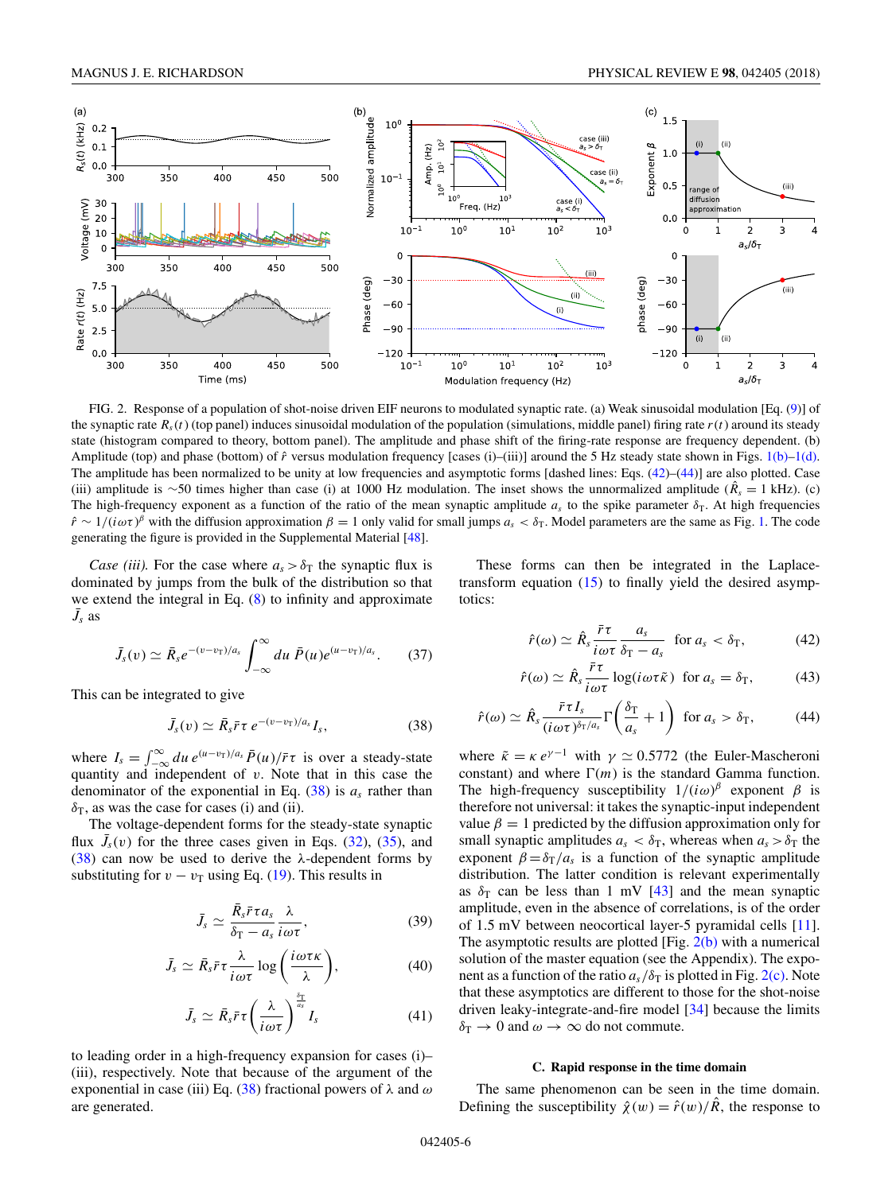FIG. 2. Response of a population of shot-noise driven EIF neurons to modulated synaptic rate. (a) Weak sinusoidal modulation [Eq. (9)] of the synaptic rate $R_s(t)$ (top panel) induces sinusoidal modulation of the population (simulations, middle panel) firing rate $r(t)$ around its steady state (histogram compared to theory, bottom panel). The amplitude and phase shift of the firing-rate response are frequency dependent. (b) Amplitude (top) and phase (bottom) of $\hat{r}$ versus modulation frequency [cases (i)–(iii)] around the 5 Hz steady state shown in Figs. 1(b)–1(d). The amplitude has been normalized to be unity at low frequencies and asymptotic forms [dashed lines: Eqs. (42)–(44)] are also plotted. Case (iii) amplitude is ∼50 times higher than case (i) at 1000 Hz modulation. The inset shows the unnormalized amplitude ($\hat{R}_s = 1$ kHz). (c) The high-frequency exponent as a function of the ratio of the mean synaptic amplitude $a_s$ to the spike parameter $\delta_T$. At high frequencies $\hat{r} \sim 1/(i\omega\tau)^\beta$ with the diffusion approximation $\beta = 1$ only valid for small jumps $a_s < \delta_T$. Model parameters are the same as Fig. 1. The code generating the figure is provided in the Supplemental Material [48].

*Case (iii).* For the case where $a_s > \delta_T$ the synaptic flux is dominated by jumps from the bulk of the distribution so that we extend the integral in Eq. (8) to infinity and approximate $\bar{J}_s$ as

$$\bar{J}_s(v) \simeq \bar{R}_s e^{-(v-v_T)/a_s} \int_{-\infty}^{\infty} du\, \bar{P}(u) e^{(u-v_T)/a_s}. \tag{37}$$

This can be integrated to give

$$\bar{J}_s(v) \simeq \bar{R}_s \bar{r}\tau\, e^{-(v-v_T)/a_s} I_s, \tag{38}$$

where $I_s = \int_{-\infty}^{\infty} du\, e^{(u-v_T)/a_s} \bar{P}(u)/\bar{r}\tau$ is over a steady-state quantity and independent of $v$. Note that in this case the denominator of the exponential in Eq. (38) is $a_s$ rather than $\delta_T$, as was the case for cases (i) and (ii).

The voltage-dependent forms for the steady-state synaptic flux $\bar{J}_s(v)$ for the three cases given in Eqs. (32), (35), and (38) can now be used to derive the $\lambda$-dependent forms by substituting for $v - v_T$ using Eq. (19). This results in

$$\bar{J}_s \simeq \frac{\bar{R}_s \bar{r}\tau a_s}{\delta_T - a_s} \frac{\lambda}{i\omega\tau}, \tag{39}$$

$$\bar{J}_s \simeq \bar{R}_s \bar{r}\tau \frac{\lambda}{i\omega\tau} \log\left(\frac{i\omega\tau\kappa}{\lambda}\right), \tag{40}$$

$$\bar{J}_s \simeq \bar{R}_s \bar{r}\tau \left(\frac{\lambda}{i\omega\tau}\right)^{\frac{\delta_T}{a_s}} I_s \tag{41}$$

to leading order in a high-frequency expansion for cases (i)–(iii), respectively. Note that because of the argument of the exponential in case (iii) Eq. (38) fractional powers of $\lambda$ and $\omega$ are generated.

These forms can then be integrated in the Laplace-transform equation (15) to finally yield the desired asymptotics:

$$\hat{r}(\omega) \simeq \hat{R}_s \frac{\bar{r}\tau}{i\omega\tau} \frac{a_s}{\delta_T - a_s} \quad \text{for } a_s < \delta_T, \tag{42}$$

$$\hat{r}(\omega) \simeq \hat{R}_s \frac{\bar{r}\tau}{i\omega\tau} \log(i\omega\tau\tilde{\kappa}) \quad \text{for } a_s = \delta_T, \tag{43}$$

$$\hat{r}(\omega) \simeq \hat{R}_s \frac{\bar{r}\tau I_s}{(i\omega\tau)^{\delta_T/a_s}} \Gamma\left(\frac{\delta_T}{a_s} + 1\right) \quad \text{for } a_s > \delta_T, \tag{44}$$

where $\tilde{\kappa} = \kappa\, e^{\gamma - 1}$ with $\gamma \simeq 0.5772$ (the Euler-Mascheroni constant) and where $\Gamma(m)$ is the standard Gamma function. The high-frequency susceptibility $1/(i\omega)^\beta$ exponent $\beta$ is therefore not universal: it takes the synaptic-input independent value $\beta = 1$ predicted by the diffusion approximation only for small synaptic amplitudes $a_s < \delta_T$, whereas when $a_s > \delta_T$ the exponent $\beta = \delta_T/a_s$ is a function of the synaptic amplitude distribution. The latter condition is relevant experimentally as $\delta_T$ can be less than 1 mV [43] and the mean synaptic amplitude, even in the absence of correlations, is of the order of 1.5 mV between neocortical layer-5 pyramidal cells [11]. The asymptotic results are plotted [Fig. 2(b)] with a numerical solution of the master equation (see the Appendix). The exponent as a function of the ratio $a_s/\delta_T$ is plotted in Fig. 2(c). Note that these asymptotics are different to those for the shot-noise driven leaky-integrate-and-fire model [34] because the limits $\delta_T \to 0$ and $\omega \to \infty$ do not commute.

### C. Rapid response in the time domain

The same phenomenon can be seen in the time domain. Defining the susceptibility $\hat{\chi}(w) = \hat{r}(w)/\hat{R}$, the response to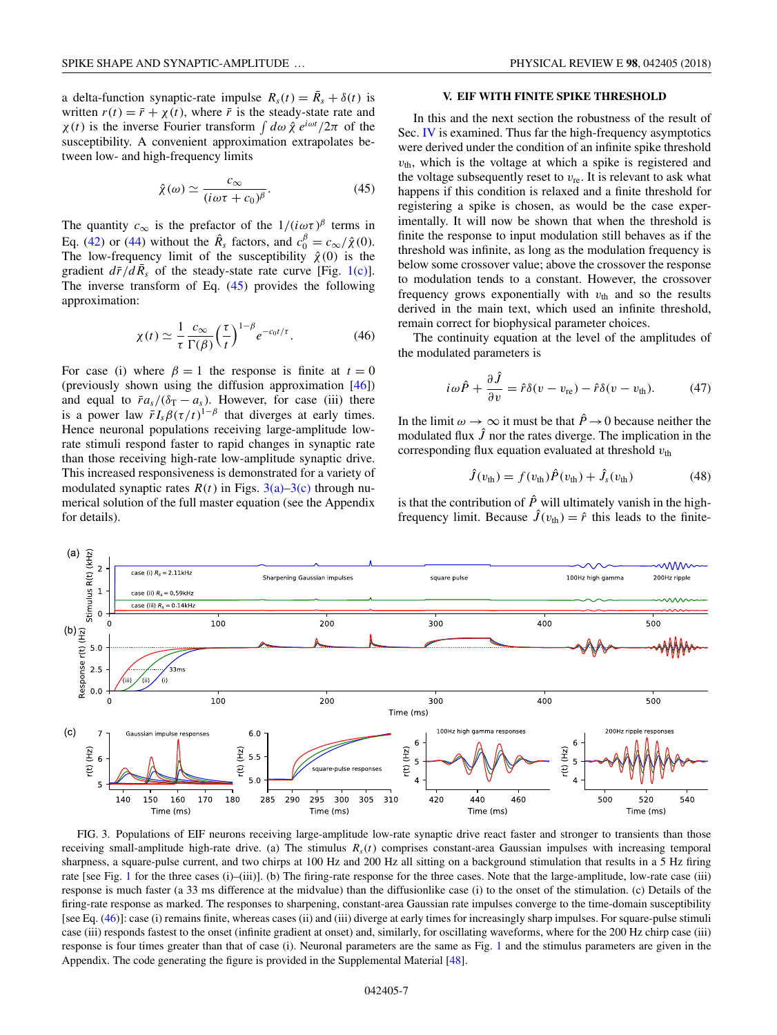a delta-function synaptic-rate impulse $R_s(t) = \bar{R}_s + \delta(t)$ is written $r(t) = \bar{r} + \chi(t)$, where $\bar{r}$ is the steady-state rate and $\chi(t)$ is the inverse Fourier transform $\int d\omega\, \hat{\chi}\, e^{i\omega t}/2\pi$ of the susceptibility. A convenient approximation extrapolates between low- and high-frequency limits

$$\hat{\chi}(\omega) \simeq \frac{c_\infty}{(i\omega\tau + c_0)^\beta}. \tag{45}$$

The quantity $c_\infty$ is the prefactor of the $1/(i\omega\tau)^\beta$ terms in Eq. (42) or (44) without the $\hat{R}_s$ factors, and $c_0^\beta = c_\infty/\hat{\chi}(0)$. The low-frequency limit of the susceptibility $\hat{\chi}(0)$ is the gradient $d\bar{r}/d\bar{R}_s$ of the steady-state rate curve [Fig. 1(c)]. The inverse transform of Eq. (45) provides the following approximation:

$$\chi(t) \simeq \frac{1}{\tau}\frac{c_\infty}{\Gamma(\beta)}\left(\frac{\tau}{t}\right)^{1-\beta} e^{-c_0 t/\tau}. \tag{46}$$

For case (i) where $\beta = 1$ the response is finite at $t = 0$ (previously shown using the diffusion approximation [46]) and equal to $\bar{r}a_s/(\delta_T - a_s)$. However, for case (iii) there is a power law $\bar{r}I_s\beta(\tau/t)^{1-\beta}$ that diverges at early times. Hence neuronal populations receiving large-amplitude low-rate synaptic stimuli respond faster to rapid changes in synaptic rate than those receiving high-rate low-amplitude synaptic drive. This increased responsiveness is demonstrated for a variety of modulated synaptic rates $R(t)$ in Figs. 3(a)–3(c) through numerical solution of the full master equation (see the Appendix for details).

## V. EIF WITH FINITE SPIKE THRESHOLD

In this and the next section the robustness of the result of Sec. IV is examined. Thus far the high-frequency asymptotics were derived under the condition of an infinite spike threshold $v_{\text{th}}$, which is the voltage at which a spike is registered and the voltage subsequently reset to $v_{\text{re}}$. It is relevant to ask what happens if this condition is relaxed and a finite threshold for registering a spike is chosen, as would be the case experimentally. It will now be shown that when the threshold is finite the response to input modulation still behaves as if the threshold was infinite, as long as the modulation frequency is below some crossover value; above the crossover the response to modulation tends to a constant. However, the crossover frequency grows exponentially with $v_{\text{th}}$ and so the results derived in the main text, which used an infinite threshold, remain correct for biophysical parameter choices.

The continuity equation at the level of the amplitudes of the modulated parameters is

$$i\omega\hat{P} + \frac{\partial\hat{J}}{\partial v} = \hat{r}\delta(v - v_{\text{re}}) - \hat{r}\delta(v - v_{\text{th}}). \tag{47}$$

In the limit $\omega \to \infty$ it must be that $\hat{P} \to 0$ because neither the modulated flux $\hat{J}$ nor the rates diverge. The implication in the corresponding flux equation evaluated at threshold $v_{\text{th}}$

$$\hat{J}(v_{\text{th}}) = f(v_{\text{th}})\hat{P}(v_{\text{th}}) + \hat{J}_s(v_{\text{th}}) \tag{48}$$

is that the contribution of $\hat{P}$ will ultimately vanish in the high-frequency limit. Because $\hat{J}(v_{\text{th}}) = \hat{r}$ this leads to the finite-

FIG. 3. Populations of EIF neurons receiving large-amplitude low-rate synaptic drive react faster and stronger to transients than those receiving small-amplitude high-rate drive. (a) The stimulus $R_s(t)$ comprises constant-area Gaussian impulses with increasing temporal sharpness, a square-pulse current, and two chirps at 100 Hz and 200 Hz all sitting on a background stimulation that results in a 5 Hz firing rate [see Fig. 1 for the three cases (i)–(iii)]. (b) The firing-rate response for the three cases. Note that the large-amplitude, low-rate case (iii) response is much faster (a 33 ms difference at the midvalue) than the diffusionlike case (i) to the onset of the stimulation. (c) Details of the firing-rate response as marked. The responses to sharpening, constant-area Gaussian rate impulses converge to the time-domain susceptibility [see Eq. (46)]: case (i) remains finite, whereas cases (ii) and (iii) diverge at early times for increasingly sharp impulses. For square-pulse stimuli case (iii) responds fastest to the onset (infinite gradient at onset) and, similarly, for oscillating waveforms, where for the 200 Hz chirp case (iii) response is four times greater than that of case (i). Neuronal parameters are the same as Fig. 1 and the stimulus parameters are given in the Appendix. The code generating the figure is provided in the Supplemental Material [48].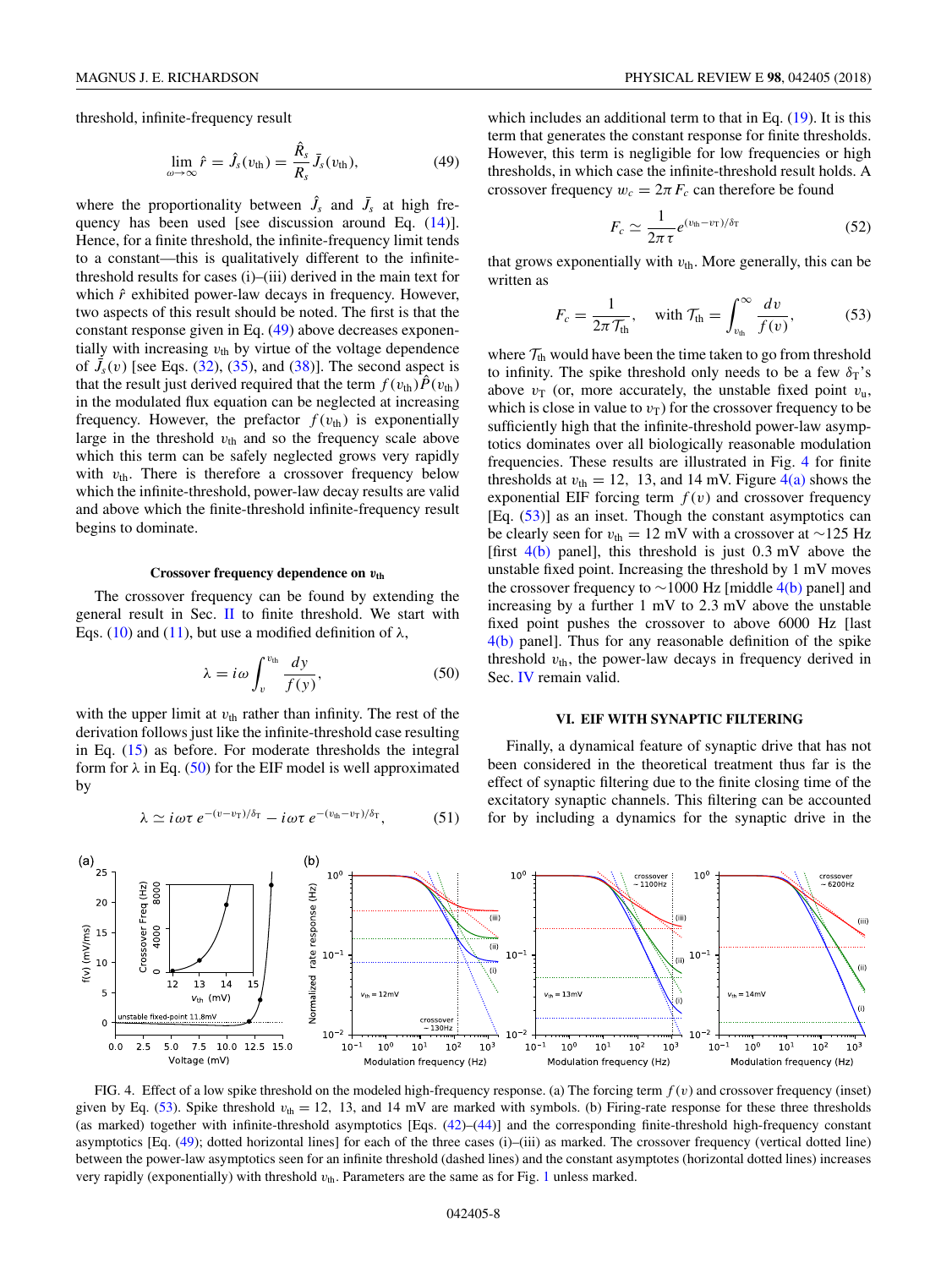threshold, infinite-frequency result

$$\lim_{\omega\to\infty} \hat{r} = \hat{J}_s(v_{\rm th}) = \frac{\hat{R}_s}{R_s}\bar{J}_s(v_{\rm th}), \tag{49}$$

where the proportionality between $\hat{J}_s$ and $\bar{J}_s$ at high frequency has been used [see discussion around Eq. (14)]. Hence, for a finite threshold, the infinite-frequency limit tends to a constant—this is qualitatively different to the infinite-threshold results for cases (i)–(iii) derived in the main text for which $\hat{r}$ exhibited power-law decays in frequency. However, two aspects of this result should be noted. The first is that the constant response given in Eq. (49) above decreases exponentially with increasing $v_{\rm th}$ by virtue of the voltage dependence of $\bar{J}_s(v)$ [see Eqs. (32), (35), and (38)]. The second aspect is that the result just derived required that the term $f(v_{\rm th})\hat{P}(v_{\rm th})$ in the modulated flux equation can be neglected at increasing frequency. However, the prefactor $f(v_{\rm th})$ is exponentially large in the threshold $v_{\rm th}$ and so the frequency scale above which this term can be safely neglected grows very rapidly with $v_{\rm th}$. There is therefore a crossover frequency below which the infinite-threshold, power-law decay results are valid and above which the finite-threshold infinite-frequency result begins to dominate.

#### Crossover frequency dependence on $v_{\rm th}$

The crossover frequency can be found by extending the general result in Sec. II to finite threshold. We start with Eqs. (10) and (11), but use a modified definition of $\lambda$,

$$\lambda = i\omega\int_v^{v_{\rm th}}\frac{dy}{f(y)}, \tag{50}$$

with the upper limit at $v_{\rm th}$ rather than infinity. The rest of the derivation follows just like the infinite-threshold case resulting in Eq. (15) as before. For moderate thresholds the integral form for $\lambda$ in Eq. (50) for the EIF model is well approximated by

$$\lambda \simeq i\omega\tau\, e^{-(v-v_{\rm T})/\delta_{\rm T}} - i\omega\tau\, e^{-(v_{\rm th}-v_{\rm T})/\delta_{\rm T}}, \tag{51}$$

which includes an additional term to that in Eq. (19). It is this term that generates the constant response for finite thresholds. However, this term is negligible for low frequencies or high thresholds, in which case the infinite-threshold result holds. A crossover frequency $w_c = 2\pi F_c$ can therefore be found

$$F_c \simeq \frac{1}{2\pi\tau}e^{(v_{\rm th}-v_{\rm T})/\delta_{\rm T}} \tag{52}$$

that grows exponentially with $v_{\rm th}$. More generally, this can be written as

$$F_c = \frac{1}{2\pi\mathcal{T}_{\rm th}}, \quad \text{with } \mathcal{T}_{\rm th} = \int_{v_{\rm th}}^{\infty}\frac{dv}{f(v)}, \tag{53}$$

where $\mathcal{T}_{\rm th}$ would have been the time taken to go from threshold to infinity. The spike threshold only needs to be a few $\delta_{\rm T}$'s above $v_{\rm T}$ (or, more accurately, the unstable fixed point $v_{\rm u}$, which is close in value to $v_{\rm T}$) for the crossover frequency to be sufficiently high that the infinite-threshold power-law asymptotics dominates over all biologically reasonable modulation frequencies. These results are illustrated in Fig. 4 for finite thresholds at $v_{\rm th} = 12$, 13, and 14 mV. Figure 4(a) shows the exponential EIF forcing term $f(v)$ and crossover frequency [Eq. (53)] as an inset. Though the constant asymptotics can be clearly seen for $v_{\rm th} = 12$ mV with a crossover at ~125 Hz [first 4(b) panel], this threshold is just 0.3 mV above the unstable fixed point. Increasing the threshold by 1 mV moves the crossover frequency to ~1000 Hz [middle 4(b) panel] and increasing by a further 1 mV to 2.3 mV above the unstable fixed point pushes the crossover to above 6000 Hz [last 4(b) panel]. Thus for any reasonable definition of the spike threshold $v_{\rm th}$, the power-law decays in frequency derived in Sec. IV remain valid.

### VI. EIF WITH SYNAPTIC FILTERING

Finally, a dynamical feature of synaptic drive that has not been considered in the theoretical treatment thus far is the effect of synaptic filtering due to the finite closing time of the excitatory synaptic channels. This filtering can be accounted for by including a dynamics for the synaptic drive in the

FIG. 4. Effect of a low spike threshold on the modeled high-frequency response. (a) The forcing term $f(v)$ and crossover frequency (inset) given by Eq. (53). Spike threshold $v_{\rm th} = 12$, 13, and 14 mV are marked with symbols. (b) Firing-rate response for these three thresholds (as marked) together with infinite-threshold asymptotics [Eqs. (42)–(44)] and the corresponding finite-threshold high-frequency constant asymptotics [Eq. (49); dotted horizontal lines] for each of the three cases (i)–(iii) as marked. The crossover frequency (vertical dotted line) between the power-law asymptotics seen for an infinite threshold (dashed lines) and the constant asymptotes (horizontal dotted lines) increases very rapidly (exponentially) with threshold $v_{\rm th}$. Parameters are the same as for Fig. 1 unless marked.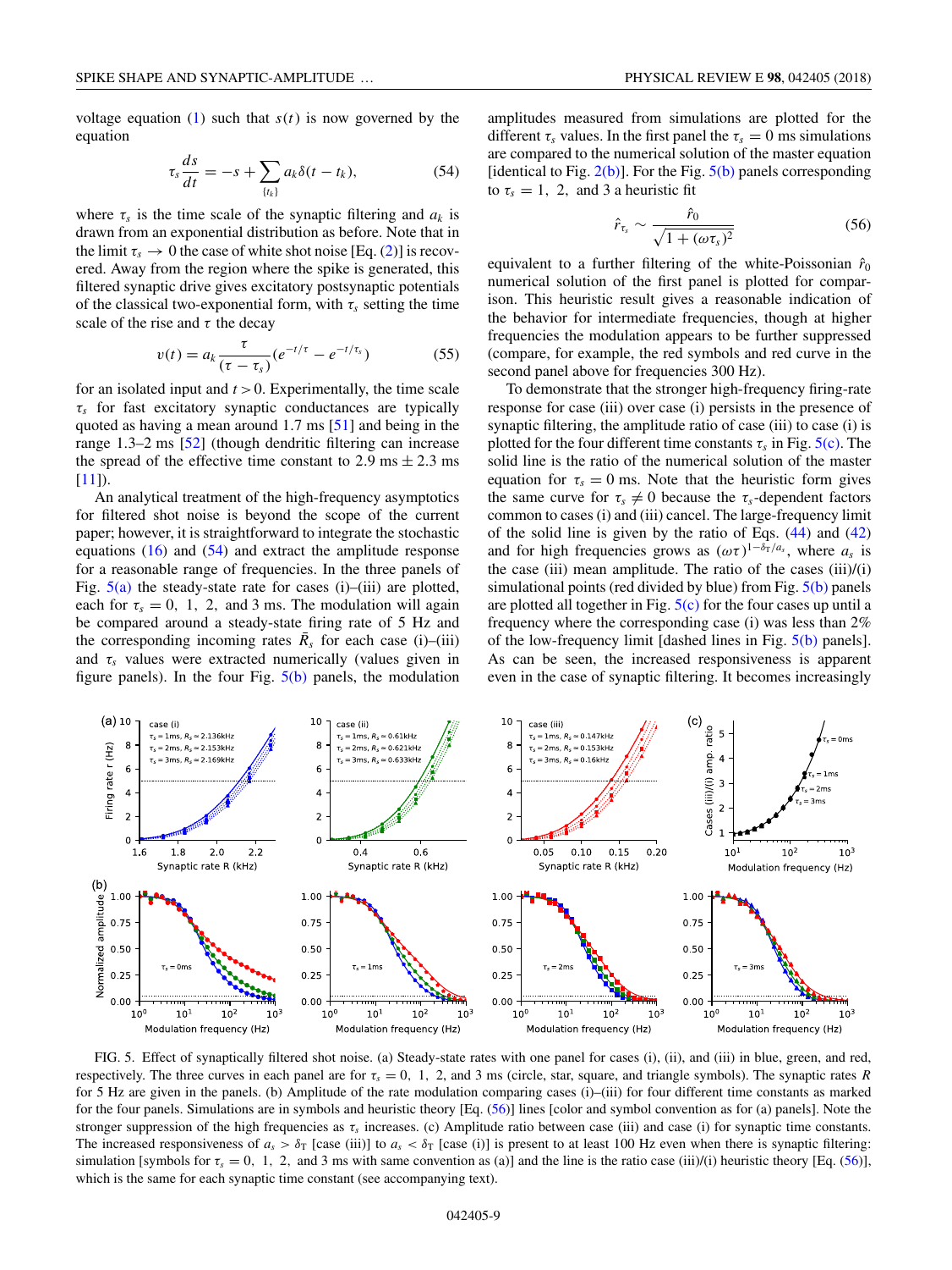voltage equation (1) such that $s(t)$ is now governed by the equation

$$\tau_s \frac{ds}{dt} = -s + \sum_{\{t_k\}} a_k \delta(t - t_k), \tag{54}$$

where $\tau_s$ is the time scale of the synaptic filtering and $a_k$ is drawn from an exponential distribution as before. Note that in the limit $\tau_s \to 0$ the case of white shot noise [Eq. (2)] is recovered. Away from the region where the spike is generated, this filtered synaptic drive gives excitatory postsynaptic potentials of the classical two-exponential form, with $\tau_s$ setting the time scale of the rise and $\tau$ the decay

$$v(t) = a_k \frac{\tau}{(\tau - \tau_s)}(e^{-t/\tau} - e^{-t/\tau_s}) \tag{55}$$

for an isolated input and $t > 0$. Experimentally, the time scale $\tau_s$ for fast excitatory synaptic conductances are typically quoted as having a mean around 1.7 ms [51] and being in the range 1.3–2 ms [52] (though dendritic filtering can increase the spread of the effective time constant to 2.9 ms $\pm$ 2.3 ms [11]).

An analytical treatment of the high-frequency asymptotics for filtered shot noise is beyond the scope of the current paper; however, it is straightforward to integrate the stochastic equations (16) and (54) and extract the amplitude response for a reasonable range of frequencies. In the three panels of Fig. 5(a) the steady-state rate for cases (i)–(iii) are plotted, each for $\tau_s = 0$, 1, 2, and 3 ms. The modulation will again be compared around a steady-state firing rate of 5 Hz and the corresponding incoming rates $\bar{R}_s$ for each case (i)–(iii) and $\tau_s$ values were extracted numerically (values given in figure panels). In the four Fig. 5(b) panels, the modulation amplitudes measured from simulations are plotted for the different $\tau_s$ values. In the first panel the $\tau_s = 0$ ms simulations are compared to the numerical solution of the master equation [identical to Fig. 2(b)]. For the Fig. 5(b) panels corresponding to $\tau_s = 1$, 2, and 3 a heuristic fit

$$\hat{r}_{\tau_s} \sim \frac{\hat{r}_0}{\sqrt{1 + (\omega\tau_s)^2}} \tag{56}$$

equivalent to a further filtering of the white-Poissonian $\hat{r}_0$ numerical solution of the first panel is plotted for comparison. This heuristic result gives a reasonable indication of the behavior for intermediate frequencies, though at higher frequencies the modulation appears to be further suppressed (compare, for example, the red symbols and red curve in the second panel above for frequencies 300 Hz).

To demonstrate that the stronger high-frequency firing-rate response for case (iii) over case (i) persists in the presence of synaptic filtering, the amplitude ratio of case (iii) to case (i) is plotted for the four different time constants $\tau_s$ in Fig. 5(c). The solid line is the ratio of the numerical solution of the master equation for $\tau_s = 0$ ms. Note that the heuristic form gives the same curve for $\tau_s \neq 0$ because the $\tau_s$-dependent factors common to cases (i) and (iii) cancel. The large-frequency limit of the solid line is given by the ratio of Eqs. (44) and (42) and for high frequencies grows as $(\omega\tau)^{1-\delta_T/a_s}$, where $a_s$ is the case (iii) mean amplitude. The ratio of the cases (iii)/(i) simulational points (red divided by blue) from Fig. 5(b) panels are plotted all together in Fig. 5(c) for the four cases up until a frequency where the corresponding case (i) was less than 2% of the low-frequency limit [dashed lines in Fig. 5(b) panels]. As can be seen, the increased responsiveness is apparent even in the case of synaptic filtering. It becomes increasingly

FIG. 5. Effect of synaptically filtered shot noise. (a) Steady-state rates with one panel for cases (i), (ii), and (iii) in blue, green, and red, respectively. The three curves in each panel are for $\tau_s = 0$, 1, 2, and 3 ms (circle, star, square, and triangle symbols). The synaptic rates $R$ for 5 Hz are given in the panels. (b) Amplitude of the rate modulation comparing cases (i)–(iii) for four different time constants as marked for the four panels. Simulations are in symbols and heuristic theory [Eq. (56)] lines [color and symbol convention as for (a) panels]. Note the stronger suppression of the high frequencies as $\tau_s$ increases. (c) Amplitude ratio between case (iii) and case (i) for synaptic time constants. The increased responsiveness of $a_s > \delta_T$ [case (iii)] to $a_s < \delta_T$ [case (i)] is present to at least 100 Hz even when there is synaptic filtering: simulation [symbols for $\tau_s = 0$, 1, 2, and 3 ms with same convention as (a)] and the line is the ratio case (iii)/(i) heuristic theory [Eq. (56)], which is the same for each synaptic time constant (see accompanying text).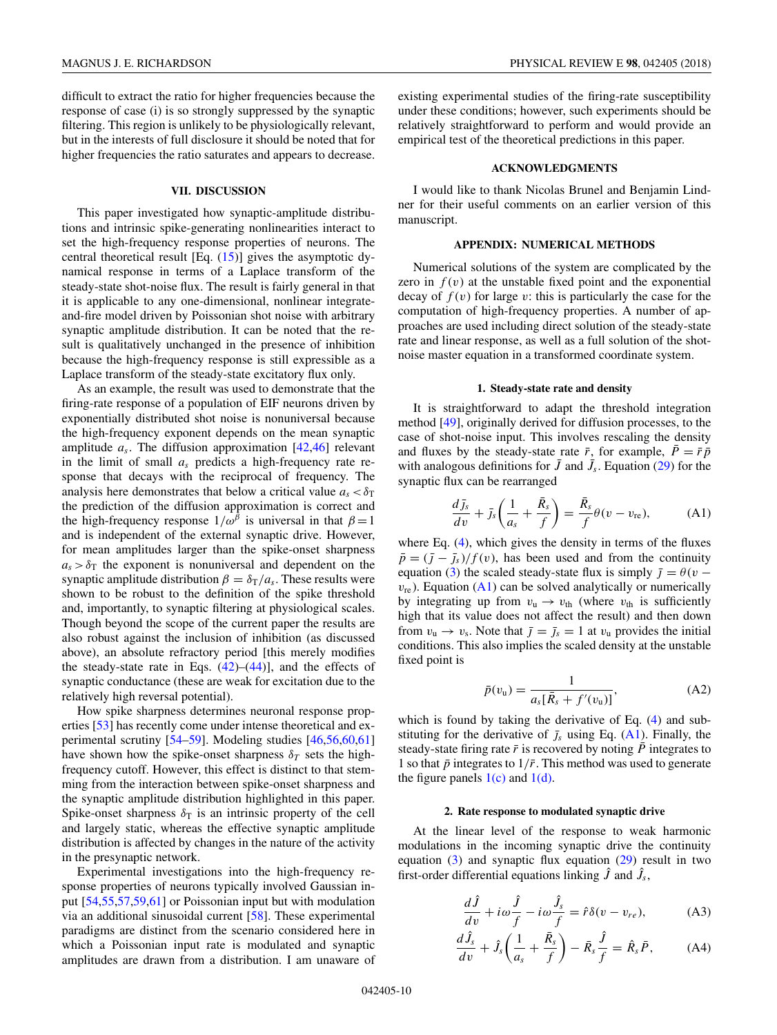difficult to extract the ratio for higher frequencies because the response of case (i) is so strongly suppressed by the synaptic filtering. This region is unlikely to be physiologically relevant, but in the interests of full disclosure it should be noted that for higher frequencies the ratio saturates and appears to decrease.

## VII. DISCUSSION

This paper investigated how synaptic-amplitude distributions and intrinsic spike-generating nonlinearities interact to set the high-frequency response properties of neurons. The central theoretical result [Eq. (15)] gives the asymptotic dynamical response in terms of a Laplace transform of the steady-state shot-noise flux. The result is fairly general in that it is applicable to any one-dimensional, nonlinear integrate-and-fire model driven by Poissonian shot noise with arbitrary synaptic amplitude distribution. It can be noted that the result is qualitatively unchanged in the presence of inhibition because the high-frequency response is still expressible as a Laplace transform of the steady-state excitatory flux only.

As an example, the result was used to demonstrate that the firing-rate response of a population of EIF neurons driven by exponentially distributed shot noise is nonuniversal because the high-frequency exponent depends on the mean synaptic amplitude $a_s$. The diffusion approximation [42,46] relevant in the limit of small $a_s$ predicts a high-frequency rate response that decays with the reciprocal of frequency. The analysis here demonstrates that below a critical value $a_s < \delta_{\rm T}$ the prediction of the diffusion approximation is correct and the high-frequency response $1/\omega^{\beta}$ is universal in that $\beta = 1$ and is independent of the external synaptic drive. However, for mean amplitudes larger than the spike-onset sharpness $a_s > \delta_{\rm T}$ the exponent is nonuniversal and dependent on the synaptic amplitude distribution $\beta = \delta_{\rm T}/a_s$. These results were shown to be robust to the definition of the spike threshold and, importantly, to synaptic filtering at physiological scales. Though beyond the scope of the current paper the results are also robust against the inclusion of inhibition (as discussed above), an absolute refractory period [this merely modifies the steady-state rate in Eqs. (42)–(44)], and the effects of synaptic conductance (these are weak for excitation due to the relatively high reversal potential).

How spike sharpness determines neuronal response properties [53] has recently come under intense theoretical and experimental scrutiny [54–59]. Modeling studies [46,56,60,61] have shown how the spike-onset sharpness $\delta_T$ sets the high-frequency cutoff. However, this effect is distinct to that stemming from the interaction between spike-onset sharpness and the synaptic amplitude distribution highlighted in this paper. Spike-onset sharpness $\delta_{\rm T}$ is an intrinsic property of the cell and largely static, whereas the effective synaptic amplitude distribution is affected by changes in the nature of the activity in the presynaptic network.

Experimental investigations into the high-frequency response properties of neurons typically involved Gaussian input [54,55,57,59,61] or Poissonian input but with modulation via an additional sinusoidal current [58]. These experimental paradigms are distinct from the scenario considered here in which a Poissonian input rate is modulated and synaptic amplitudes are drawn from a distribution. I am unaware of existing experimental studies of the firing-rate susceptibility under these conditions; however, such experiments should be relatively straightforward to perform and would provide an empirical test of the theoretical predictions in this paper.

## ACKNOWLEDGMENTS

I would like to thank Nicolas Brunel and Benjamin Lindner for their useful comments on an earlier version of this manuscript.

## APPENDIX: NUMERICAL METHODS

Numerical solutions of the system are complicated by the zero in $f(v)$ at the unstable fixed point and the exponential decay of $f(v)$ for large $v$: this is particularly the case for the computation of high-frequency properties. A number of approaches are used including direct solution of the steady-state rate and linear response, as well as a full solution of the shot-noise master equation in a transformed coordinate system.

### 1. Steady-state rate and density

It is straightforward to adapt the threshold integration method [49], originally derived for diffusion processes, to the case of shot-noise input. This involves rescaling the density and fluxes by the steady-state rate $\bar{r}$, for example, $\bar{P} = \bar{r}\bar{p}$ with analogous definitions for $\bar{J}$ and $\bar{J}_s$. Equation (29) for the synaptic flux can be rearranged

$$\frac{d\bar{j}_s}{dv} + \bar{j}_s\left(\frac{1}{a_s} + \frac{\bar{R}_s}{f}\right) = \frac{\bar{R}_s}{f}\theta(v - v_{\rm re}), \tag{A1}$$

where Eq. (4), which gives the density in terms of the fluxes $\bar{p} = (\bar{j} - \bar{j}_s)/f(v)$, has been used and from the continuity equation (3) the scaled steady-state flux is simply $\bar{j} = \theta(v - v_{\rm re})$. Equation (A1) can be solved analytically or numerically by integrating up from $v_{\rm u} \to v_{\rm th}$ (where $v_{\rm th}$ is sufficiently high that its value does not affect the result) and then down from $v_{\rm u} \to v_{\rm s}$. Note that $\bar{j} = \bar{j}_s = 1$ at $v_{\rm u}$ provides the initial conditions. This also implies the scaled density at the unstable fixed point is

$$\bar{p}(v_{\rm u}) = \frac{1}{a_s[\bar{R}_s + f'(v_{\rm u})]}, \tag{A2}$$

which is found by taking the derivative of Eq. (4) and substituting for the derivative of $\bar{j}_s$ using Eq. (A1). Finally, the steady-state firing rate $\bar{r}$ is recovered by noting $\bar{P}$ integrates to 1 so that $\bar{p}$ integrates to $1/\bar{r}$. This method was used to generate the figure panels 1(c) and 1(d).

### 2. Rate response to modulated synaptic drive

At the linear level of the response to weak harmonic modulations in the incoming synaptic drive the continuity equation (3) and synaptic flux equation (29) result in two first-order differential equations linking $\hat{J}$ and $\hat{J}_s$,

$$\frac{d\hat{J}}{dv} + i\omega\frac{\hat{J}}{f} - i\omega\frac{\hat{J}_s}{f} = \hat{r}\delta(v - v_{re}), \tag{A3}$$

$$\frac{d\hat{J}_s}{dv} + \hat{J}_s\left(\frac{1}{a_s} + \frac{\bar{R}_s}{f}\right) - \bar{R}_s\frac{\hat{J}}{f} = \hat{R}_s\bar{P}, \tag{A4}$$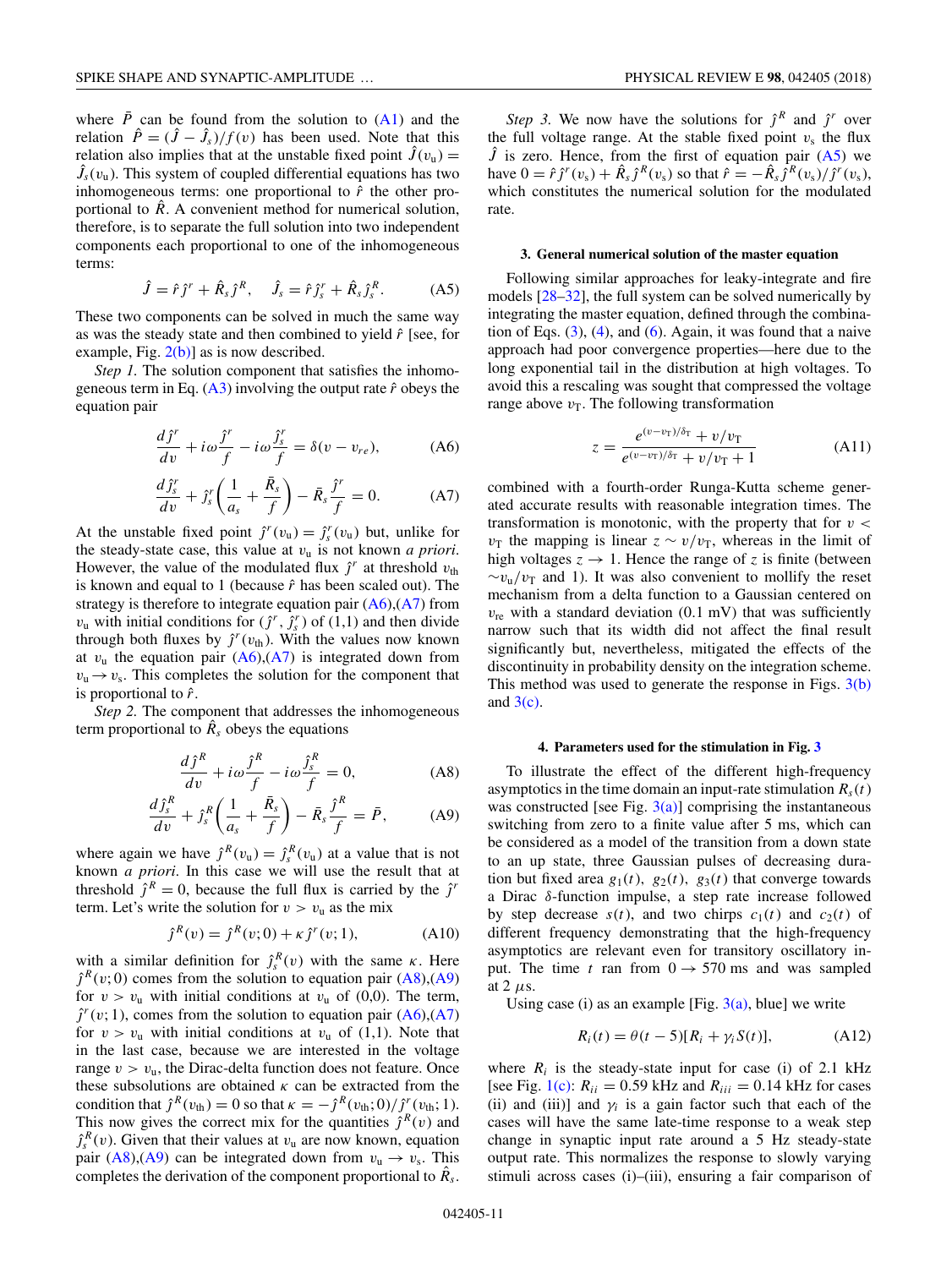where $\bar{P}$ can be found from the solution to (A1) and the relation $\hat{P} = (\hat{J} - \hat{J}_s)/f(v)$ has been used. Note that this relation also implies that at the unstable fixed point $\hat{J}(v_u) = \hat{J}_s(v_u)$. This system of coupled differential equations has two inhomogeneous terms: one proportional to $\hat{r}$ the other proportional to $\hat{R}$. A convenient method for numerical solution, therefore, is to separate the full solution into two independent components each proportional to one of the inhomogeneous terms:

$$\hat{J} = \hat{r}\,\hat{j}^r + \hat{R}_s\,\hat{j}^R, \quad \hat{J}_s = \hat{r}\,\hat{j}^r_s + \hat{R}_s\,\hat{j}^R_s. \tag{A5}$$

These two components can be solved in much the same way as was the steady state and then combined to yield $\hat{r}$ [see, for example, Fig. 2(b)] as is now described.

*Step 1.* The solution component that satisfies the inhomogeneous term in Eq. (A3) involving the output rate $\hat{r}$ obeys the equation pair

$$\frac{d\hat{j}^r}{dv} + i\omega\frac{\hat{j}^r}{f} - i\omega\frac{\hat{j}^r_s}{f} = \delta(v - v_{re}), \tag{A6}$$

$$\frac{d\hat{j}^r_s}{dv} + \hat{j}^r_s\left(\frac{1}{a_s} + \frac{\bar{R}_s}{f}\right) - \bar{R}_s\frac{\hat{j}^r}{f} = 0. \tag{A7}$$

At the unstable fixed point $\hat{j}^r(v_u) = \hat{j}^r_s(v_u)$ but, unlike for the steady-state case, this value at $v_u$ is not known *a priori*. However, the value of the modulated flux $\hat{j}^r$ at threshold $v_{th}$ is known and equal to 1 (because $\hat{r}$ has been scaled out). The strategy is therefore to integrate equation pair (A6),(A7) from $v_u$ with initial conditions for $(\hat{j}^r, \hat{j}^r_s)$ of (1,1) and then divide through both fluxes by $\hat{j}^r(v_{th})$. With the values now known at $v_u$ the equation pair (A6),(A7) is integrated down from $v_u \to v_s$. This completes the solution for the component that is proportional to $\hat{r}$.

*Step 2.* The component that addresses the inhomogeneous term proportional to $\hat{R}_s$ obeys the equations

$$\frac{d\hat{j}^R}{dv} + i\omega\frac{\hat{j}^R}{f} - i\omega\frac{\hat{j}^R_s}{f} = 0, \tag{A8}$$

$$\frac{d\hat{j}^R_s}{dv} + \hat{j}^R_s\left(\frac{1}{a_s} + \frac{\bar{R}_s}{f}\right) - \bar{R}_s\frac{\hat{j}^R}{f} = \bar{P}, \tag{A9}$$

where again we have $\hat{j}^R(v_u) = \hat{j}^R_s(v_u)$ at a value that is not known *a priori*. In this case we will use the result that at threshold $\hat{j}^R = 0$, because the full flux is carried by the $\hat{j}^r$ term. Let's write the solution for $v > v_u$ as the mix

$$\hat{j}^R(v) = \hat{j}^R(v; 0) + \kappa\,\hat{j}^r(v; 1), \tag{A10}$$

with a similar definition for $\hat{j}^R_s(v)$ with the same $\kappa$. Here $\hat{j}^R(v; 0)$ comes from the solution to equation pair (A8),(A9) for $v > v_u$ with initial conditions at $v_u$ of (0,0). The term, $\hat{j}^r(v; 1)$, comes from the solution to equation pair (A6),(A7) for $v > v_u$ with initial conditions at $v_u$ of (1,1). Note that in the last case, because we are interested in the voltage range $v > v_u$, the Dirac-delta function does not feature. Once these subsolutions are obtained $\kappa$ can be extracted from the condition that $\hat{j}^R(v_{th}) = 0$ so that $\kappa = -\hat{j}^R(v_{th}; 0)/\hat{j}^r(v_{th}; 1)$. This now gives the correct mix for the quantities $\hat{j}^R(v)$ and $\hat{j}^R_s(v)$. Given that their values at $v_u$ are now known, equation pair (A8),(A9) can be integrated down from $v_u \to v_s$. This completes the derivation of the component proportional to $\hat{R}_s$.

*Step 3.* We now have the solutions for $\hat{j}^R$ and $\hat{j}^r$ over the full voltage range. At the stable fixed point $v_s$ the flux $\hat{J}$ is zero. Hence, from the first of equation pair (A5) we have $0 = \hat{r}\,\hat{j}^r(v_s) + \hat{R}_s\,\hat{j}^R(v_s)$ so that $\hat{r} = -\hat{R}_s\,\hat{j}^R(v_s)/\hat{j}^r(v_s)$, which constitutes the numerical solution for the modulated rate.

#### 3. General numerical solution of the master equation

Following similar approaches for leaky-integrate and fire models [28–32], the full system can be solved numerically by integrating the master equation, defined through the combination of Eqs. (3), (4), and (6). Again, it was found that a naive approach had poor convergence properties—here due to the long exponential tail in the distribution at high voltages. To avoid this a rescaling was sought that compressed the voltage range above $v_T$. The following transformation

$$z = \frac{e^{(v-v_T)/\delta_T} + v/v_T}{e^{(v-v_T)/\delta_T} + v/v_T + 1} \tag{A11}$$

combined with a fourth-order Runga-Kutta scheme generated accurate results with reasonable integration times. The transformation is monotonic, with the property that for $v < v_T$ the mapping is linear $z \sim v/v_T$, whereas in the limit of high voltages $z \to 1$. Hence the range of $z$ is finite (between $\sim v_u/v_T$ and 1). It was also convenient to mollify the reset mechanism from a delta function to a Gaussian centered on $v_{re}$ with a standard deviation (0.1 mV) that was sufficiently narrow such that its width did not affect the final result significantly but, nevertheless, mitigated the effects of the discontinuity in probability density on the integration scheme. This method was used to generate the response in Figs. 3(b) and 3(c).

#### 4. Parameters used for the stimulation in Fig. 3

To illustrate the effect of the different high-frequency asymptotics in the time domain an input-rate stimulation $R_s(t)$ was constructed [see Fig. 3(a)] comprising the instantaneous switching from zero to a finite value after 5 ms, which can be considered as a model of the transition from a down state to an up state, three Gaussian pulses of decreasing duration but fixed area $g_1(t)$, $g_2(t)$, $g_3(t)$ that converge towards a Dirac $\delta$-function impulse, a step rate increase followed by step decrease $s(t)$, and two chirps $c_1(t)$ and $c_2(t)$ of different frequency demonstrating that the high-frequency asymptotics are relevant even for transitory oscillatory input. The time $t$ ran from $0 \to 570$ ms and was sampled at 2 $\mu$s.

Using case (i) as an example [Fig. 3(a), blue] we write

$$R_i(t) = \theta(t - 5)[R_i + \gamma_i S(t)], \tag{A12}$$

where $R_i$ is the steady-state input for case (i) of 2.1 kHz [see Fig. 1(c): $R_{ii} = 0.59$ kHz and $R_{iii} = 0.14$ kHz for cases (ii) and (iii)] and $\gamma_i$ is a gain factor such that each of the cases will have the same late-time response to a weak step change in synaptic input rate around a 5 Hz steady-state output rate. This normalizes the response to slowly varying stimuli across cases (i)–(iii), ensuring a fair comparison of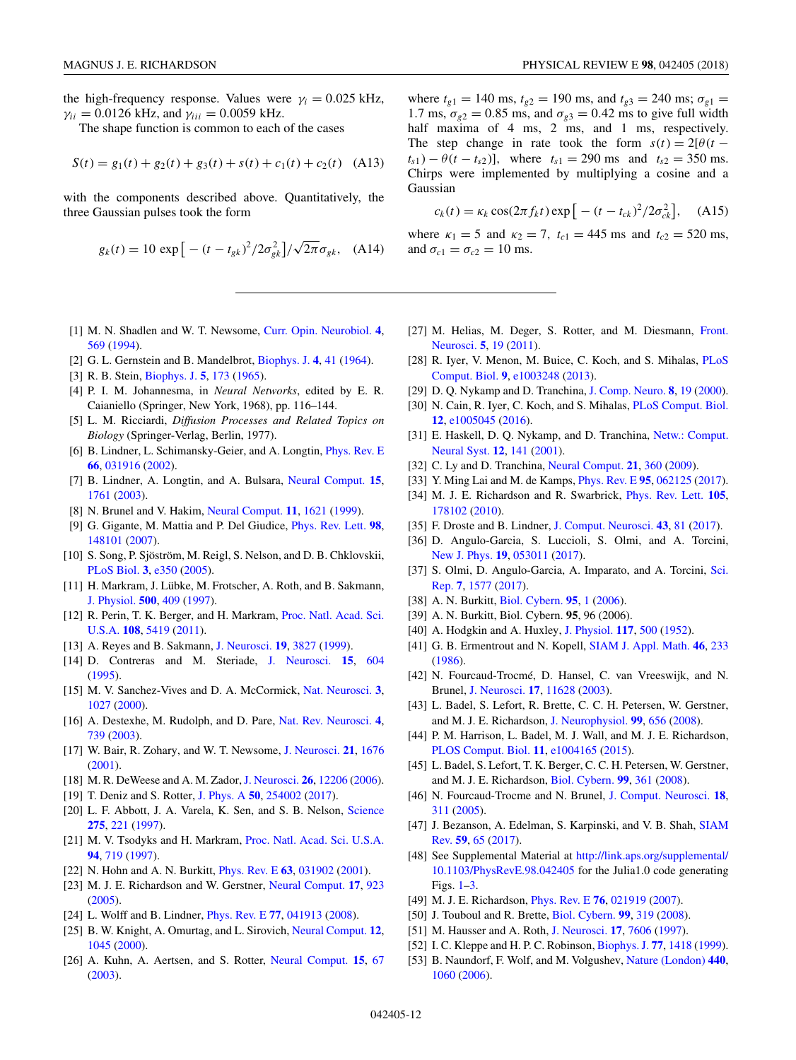the high-frequency response. Values were $\gamma_i = 0.025$ kHz, $\gamma_{ii} = 0.0126$ kHz, and $\gamma_{iii} = 0.0059$ kHz.

The shape function is common to each of the cases

$$S(t) = g_1(t) + g_2(t) + g_3(t) + s(t) + c_1(t) + c_2(t) \quad \text{(A13)}$$

with the components described above. Quantitatively, the three Gaussian pulses took the form

$$g_k(t) = 10 \exp\left[-(t - t_{gk})^2/2\sigma_{gk}^2\right]/\sqrt{2\pi}\sigma_{gk}, \quad \text{(A14)}$$

where $t_{g1} = 140$ ms, $t_{g2} = 190$ ms, and $t_{g3} = 240$ ms; $\sigma_{g1} = 1.7$ ms, $\sigma_{g2} = 0.85$ ms, and $\sigma_{g3} = 0.42$ ms to give full width half maxima of 4 ms, 2 ms, and 1 ms, respectively. The step change in rate took the form $s(t) = 2[\theta(t - t_{s1}) - \theta(t - t_{s2})]$, where $t_{s1} = 290$ ms and $t_{s2} = 350$ ms. Chirps were implemented by multiplying a cosine and a Gaussian

$$c_k(t) = \kappa_k \cos(2\pi f_k t) \exp\left[-(t - t_{ck})^2/2\sigma_{ck}^2\right], \quad \text{(A15)}$$

where $\kappa_1 = 5$ and $\kappa_2 = 7$, $t_{c1} = 445$ ms and $t_{c2} = 520$ ms, and $\sigma_{c1} = \sigma_{c2} = 10$ ms.

---

[1] M. N. Shadlen and W. T. Newsome, Curr. Opin. Neurobiol. **4**, 569 (1994).

[2] G. L. Gernstein and B. Mandelbrot, Biophys. J. **4**, 41 (1964).

[3] R. B. Stein, Biophys. J. **5**, 173 (1965).

[4] P. I. M. Johannesma, in *Neural Networks*, edited by E. R. Caianiello (Springer, New York, 1968), pp. 116–144.

[5] L. M. Ricciardi, *Diffusion Processes and Related Topics on Biology* (Springer-Verlag, Berlin, 1977).

[6] B. Lindner, L. Schimansky-Geier, and A. Longtin, Phys. Rev. E **66**, 031916 (2002).

[7] B. Lindner, A. Longtin, and A. Bulsara, Neural Comput. **15**, 1761 (2003).

[8] N. Brunel and V. Hakim, Neural Comput. **11**, 1621 (1999).

[9] G. Gigante, M. Mattia and P. Del Giudice, Phys. Rev. Lett. **98**, 148101 (2007).

[10] S. Song, P. Sjöström, M. Reigl, S. Nelson, and D. B. Chklovskii, PLoS Biol. **3**, e350 (2005).

[11] H. Markram, J. Lübke, M. Frotscher, A. Roth, and B. Sakmann, J. Physiol. **500**, 409 (1997).

[12] R. Perin, T. K. Berger, and H. Markram, Proc. Natl. Acad. Sci. U.S.A. **108**, 5419 (2011).

[13] A. Reyes and B. Sakmann, J. Neurosci. **19**, 3827 (1999).

[14] D. Contreras and M. Steriade, J. Neurosci. **15**, 604 (1995).

[15] M. V. Sanchez-Vives and D. A. McCormick, Nat. Neurosci. **3**, 1027 (2000).

[16] A. Destexhe, M. Rudolph, and D. Pare, Nat. Rev. Neurosci. **4**, 739 (2003).

[17] W. Bair, R. Zohary, and W. T. Newsome, J. Neurosci. **21**, 1676 (2001).

[18] M. R. DeWeese and A. M. Zador, J. Neurosci. **26**, 12206 (2006).

[19] T. Deniz and S. Rotter, J. Phys. A **50**, 254002 (2017).

[20] L. F. Abbott, J. A. Varela, K. Sen, and S. B. Nelson, Science **275**, 221 (1997).

[21] M. V. Tsodyks and H. Markram, Proc. Natl. Acad. Sci. U.S.A. **94**, 719 (1997).

[22] N. Hohn and A. N. Burkitt, Phys. Rev. E **63**, 031902 (2001).

[23] M. J. E. Richardson and W. Gerstner, Neural Comput. **17**, 923 (2005).

[24] L. Wolff and B. Lindner, Phys. Rev. E **77**, 041913 (2008).

[25] B. W. Knight, A. Omurtag, and L. Sirovich, Neural Comput. **12**, 1045 (2000).

[26] A. Kuhn, A. Aertsen, and S. Rotter, Neural Comput. **15**, 67 (2003).

[27] M. Helias, M. Deger, S. Rotter, and M. Diesmann, Front. Neurosci. **5**, 19 (2011).

[28] R. Iyer, V. Menon, M. Buice, C. Koch, and S. Mihalas, PLoS Comput. Biol. **9**, e1003248 (2013).

[29] D. Q. Nykamp and D. Tranchina, J. Comp. Neuro. **8**, 19 (2000).

[30] N. Cain, R. Iyer, C. Koch, and S. Mihalas, PLoS Comput. Biol. **12**, e1005045 (2016).

[31] E. Haskell, D. Q. Nykamp, and D. Tranchina, Netw.: Comput. Neural Syst. **12**, 141 (2001).

[32] C. Ly and D. Tranchina, Neural Comput. **21**, 360 (2009).

[33] Y. Ming Lai and M. de Kamps, Phys. Rev. E **95**, 062125 (2017).

[34] M. J. E. Richardson and R. Swarbrick, Phys. Rev. Lett. **105**, 178102 (2010).

[35] F. Droste and B. Lindner, J. Comput. Neurosci. **43**, 81 (2017).

[36] D. Angulo-Garcia, S. Luccioli, S. Olmi, and A. Torcini, New J. Phys. **19**, 053011 (2017).

[37] S. Olmi, D. Angulo-Garcia, A. Imparato, and A. Torcini, Sci. Rep. **7**, 1577 (2017).

[38] A. N. Burkitt, Biol. Cybern. **95**, 1 (2006).

[39] A. N. Burkitt, Biol. Cybern. **95**, 96 (2006).

[40] A. Hodgkin and A. Huxley, J. Physiol. **117**, 500 (1952).

[41] G. B. Ermentrout and N. Kopell, SIAM J. Appl. Math. **46**, 233 (1986).

[42] N. Fourcaud-Trocmé, D. Hansel, C. van Vreeswijk, and N. Brunel, J. Neurosci. **17**, 11628 (2003).

[43] L. Badel, S. Lefort, R. Brette, C. C. H. Petersen, W. Gerstner, and M. J. E. Richardson, J. Neurophysiol. **99**, 656 (2008).

[44] P. M. Harrison, L. Badel, M. J. Wall, and M. J. E. Richardson, PLOS Comput. Biol. **11**, e1004165 (2015).

[45] L. Badel, S. Lefort, T. K. Berger, C. C. H. Petersen, W. Gerstner, and M. J. E. Richardson, Biol. Cybern. **99**, 361 (2008).

[46] N. Fourcaud-Trocme and N. Brunel, J. Comput. Neurosci. **18**, 311 (2005).

[47] J. Bezanson, A. Edelman, S. Karpinski, and V. B. Shah, SIAM Rev. **59**, 65 (2017).

[48] See Supplemental Material at http://link.aps.org/supplemental/10.1103/PhysRevE.98.042405 for the Julia1.0 code generating Figs. 1–3.

[49] M. J. E. Richardson, Phys. Rev. E **76**, 021919 (2007).

[50] J. Touboul and R. Brette, Biol. Cybern. **99**, 319 (2008).

[51] M. Hausser and A. Roth, J. Neurosci. **17**, 7606 (1997).

[52] I. C. Kleppe and H. P. C. Robinson, Biophys. J. **77**, 1418 (1999).

[53] B. Naundorf, F. Wolf, and M. Volgushev, Nature (London) **440**, 1060 (2006).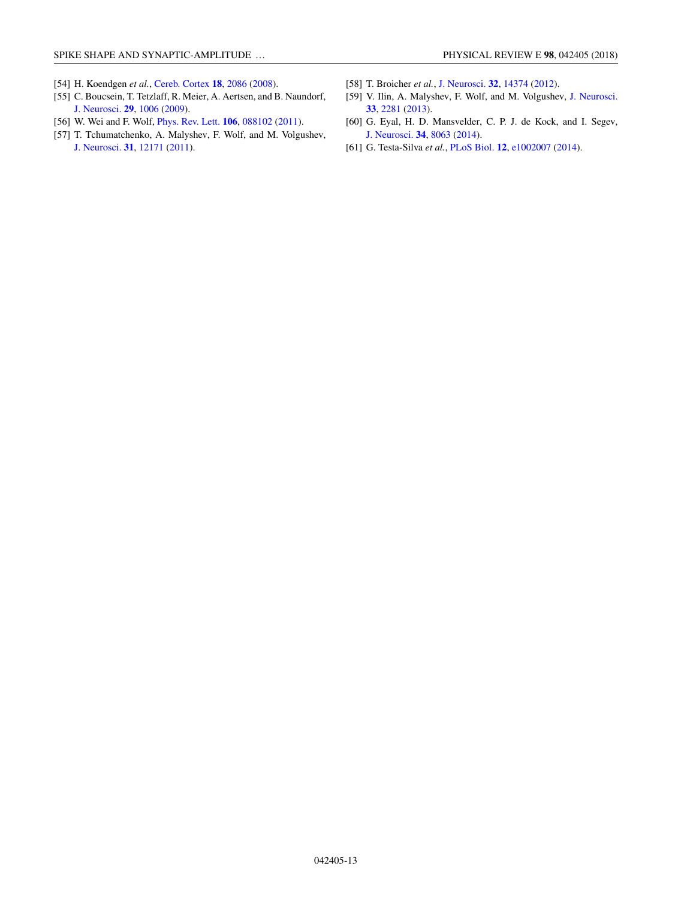[54] H. Koendgen *et al.*, Cereb. Cortex **18**, 2086 (2008).

[55] C. Boucsein, T. Tetzlaff, R. Meier, A. Aertsen, and B. Naundorf, J. Neurosci. **29**, 1006 (2009).

[56] W. Wei and F. Wolf, Phys. Rev. Lett. **106**, 088102 (2011).

[57] T. Tchumatchenko, A. Malyshev, F. Wolf, and M. Volgushev, J. Neurosci. **31**, 12171 (2011).

[58] T. Broicher *et al.*, J. Neurosci. **32**, 14374 (2012).

[59] V. Ilin, A. Malyshev, F. Wolf, and M. Volgushev, J. Neurosci. **33**, 2281 (2013).

[60] G. Eyal, H. D. Mansvelder, C. P. J. de Kock, and I. Segev, J. Neurosci. **34**, 8063 (2014).

[61] G. Testa-Silva *et al.*, PLoS Biol. **12**, e1002007 (2014).